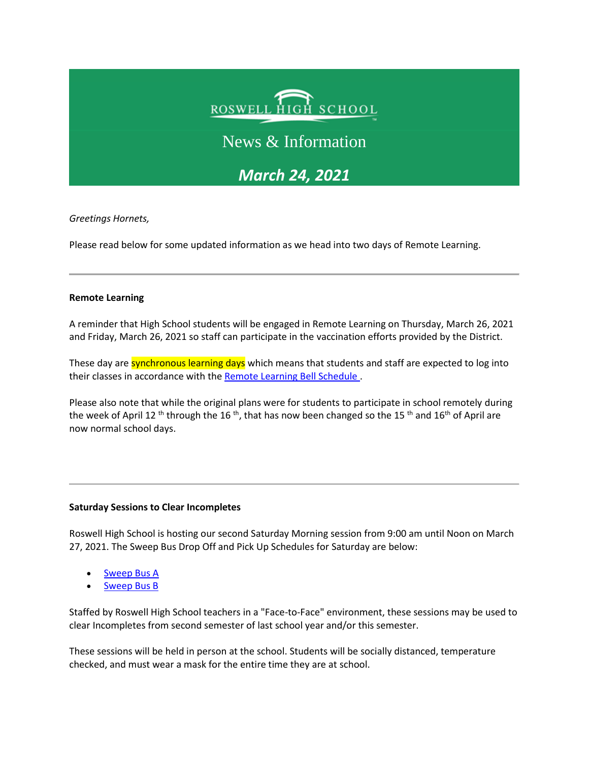# ROSWELL HIGH SCHOOL

## News & Information

## *March 24, 2021*

*Greetings Hornets,*

Please read below for some updated information as we head into two days of Remote Learning.

---

**Remote Learning**

A reminder that High School students will be engaged in Remote Learning on Thursday, March 26, 2021 and Friday, March 26, 2021 so staff can participate in the vaccination efforts provided by the District.

These day are synchronous learning days which means that students and staff are expected to log into their classes in accordance with the Remote Learning Bell Schedule .

Please also note that while the original plans were for students to participate in school remotely during the week of April 12 th through the 16 th, that has now been changed so the 15 th and 16th of April are now normal school days.

---

**Saturday Sessions to Clear Incompletes**

Roswell High School is hosting our second Saturday Morning session from 9:00 am until Noon on March 27, 2021. The Sweep Bus Drop Off and Pick Up Schedules for Saturday are below:

- Sweep Bus A
- Sweep Bus B

Staffed by Roswell High School teachers in a "Face-to-Face" environment, these sessions may be used to clear Incompletes from second semester of last school year and/or this semester.

These sessions will be held in person at the school. Students will be socially distanced, temperature checked, and must wear a mask for the entire time they are at school.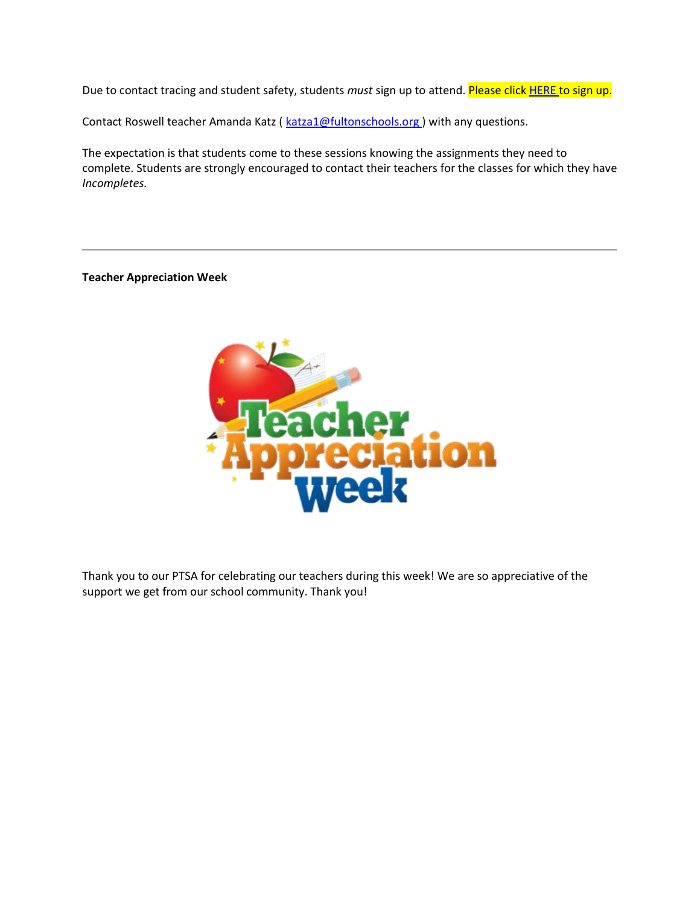Due to contact tracing and student safety, students *must* sign up to attend. Please click HERE to sign up.

Contact Roswell teacher Amanda Katz ( katza1@fultonschools.org ) with any questions.

The expectation is that students come to these sessions knowing the assignments they need to complete. Students are strongly encouraged to contact their teachers for the classes for which they have *Incompletes.*

---

**Teacher Appreciation Week**

Thank you to our PTSA for celebrating our teachers during this week! We are so appreciative of the support we get from our school community. Thank you!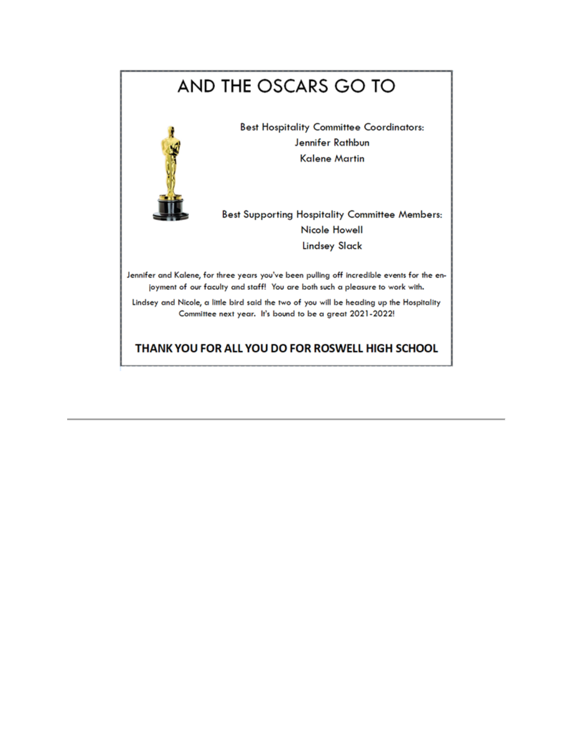# AND THE OSCARS GO TO

**Best Hospitality Committee Coordinators:**
Jennifer Rathbun
Kalene Martin

**Best Supporting Hospitality Committee Members:**
Nicole Howell
Lindsey Slack

Jennifer and Kalene, for three years you've been pulling off incredible events for the enjoyment of our faculty and staff! You are both such a pleasure to work with.

Lindsey and Nicole, a little bird said the two of you will be heading up the Hospitality Committee next year. It's bound to be a great 2021-2022!

**THANK YOU FOR ALL YOU DO FOR ROSWELL HIGH SCHOOL**

---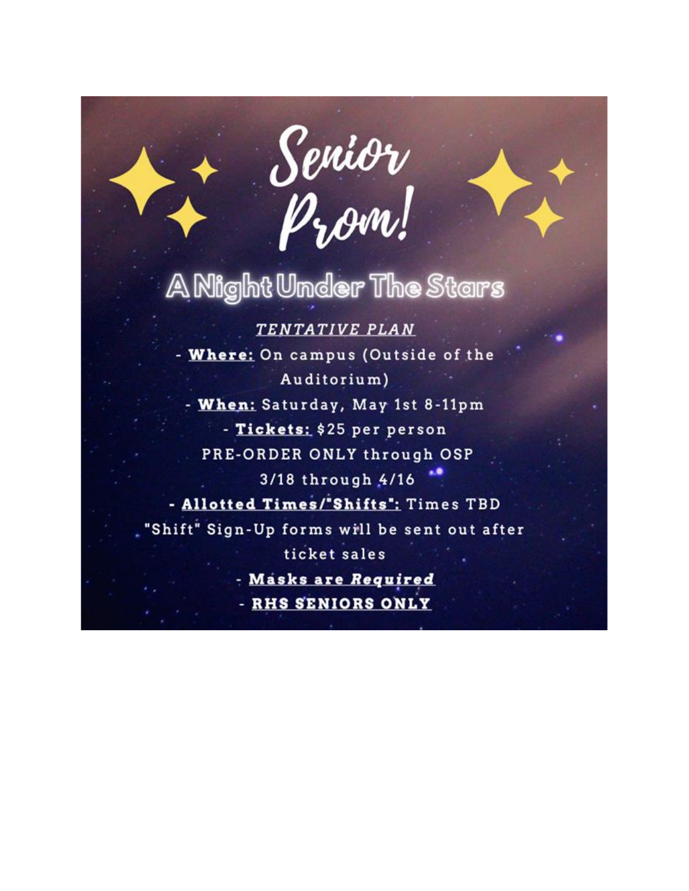# Senior Prom!

## A Night Under The Stars

***TENTATIVE PLAN***

- **Where:** On campus (Outside of the Auditorium)
- **When:** Saturday, May 1st 8-11pm
- **Tickets:** $25 per person
  PRE-ORDER ONLY through OSP
  3/18 through 4/16
- **Allotted Times/"Shifts":** Times TBD
  "Shift" Sign-Up forms will be sent out after ticket sales
- **Masks are *Required***
- **RHS SENIORS ONLY**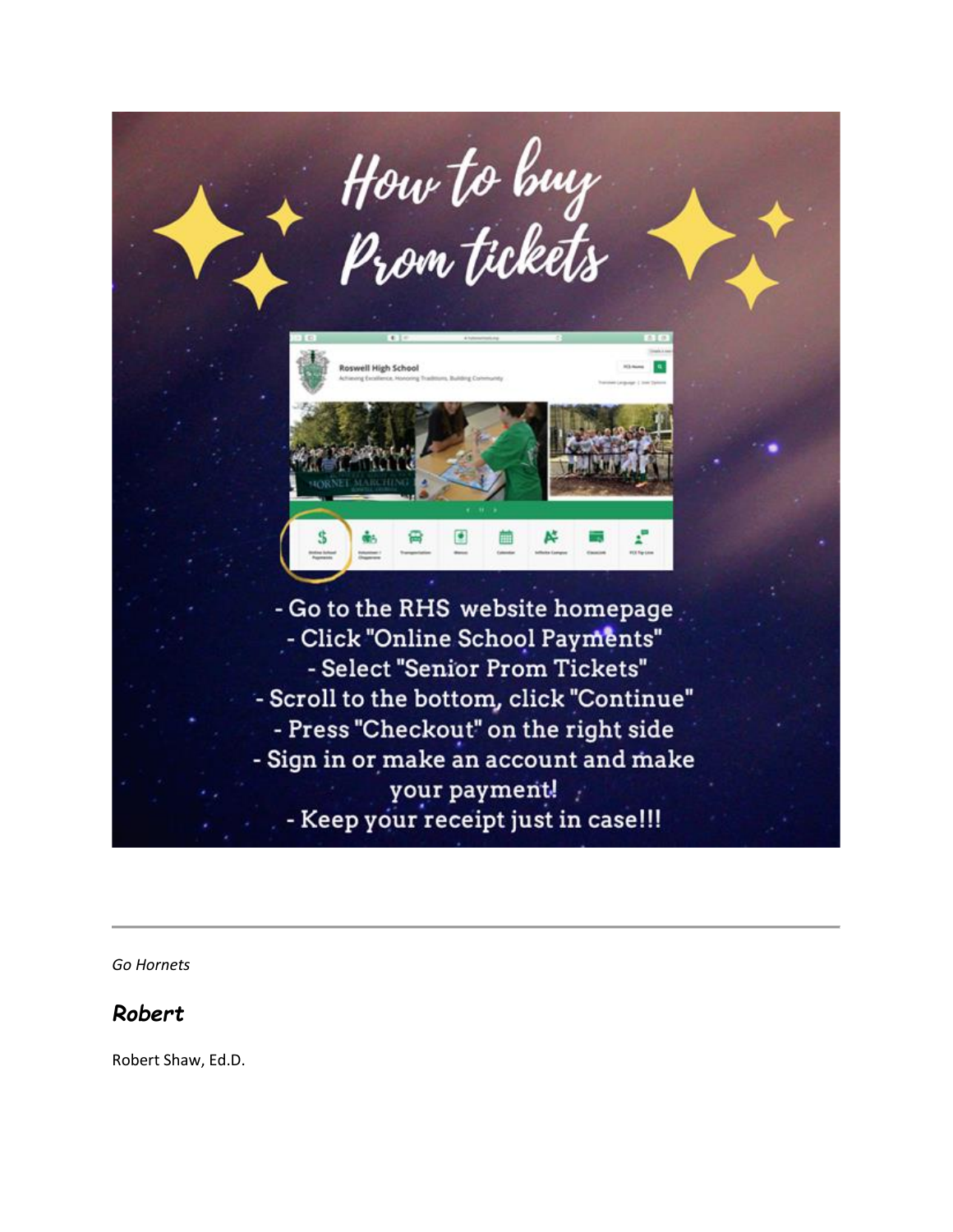How to buy Prom tickets

- Go to the RHS website homepage
- Click "Online School Payments"
- Select "Senior Prom Tickets"
- Scroll to the bottom, click "Continue"
- Press "Checkout" on the right side
- Sign in or make an account and make your payment!
- Keep your receipt just in case!!!

---

*Go Hornets*

***Robert***

Robert Shaw, Ed.D.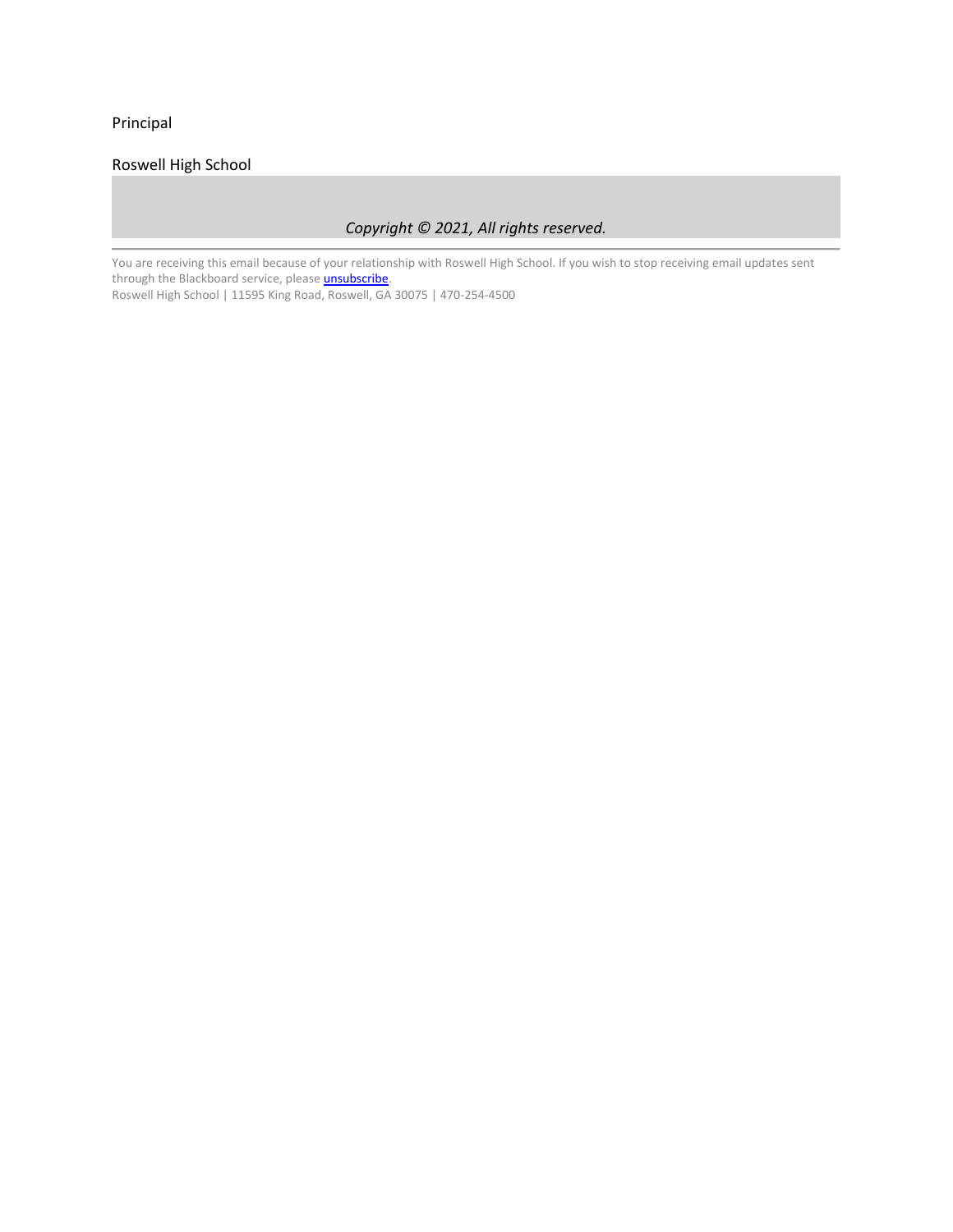Principal

Roswell High School

*Copyright © 2021, All rights reserved.*

---

You are receiving this email because of your relationship with Roswell High School. If you wish to stop receiving email updates sent through the Blackboard service, please unsubscribe.
Roswell High School | 11595 King Road, Roswell, GA 30075 | 470-254-4500